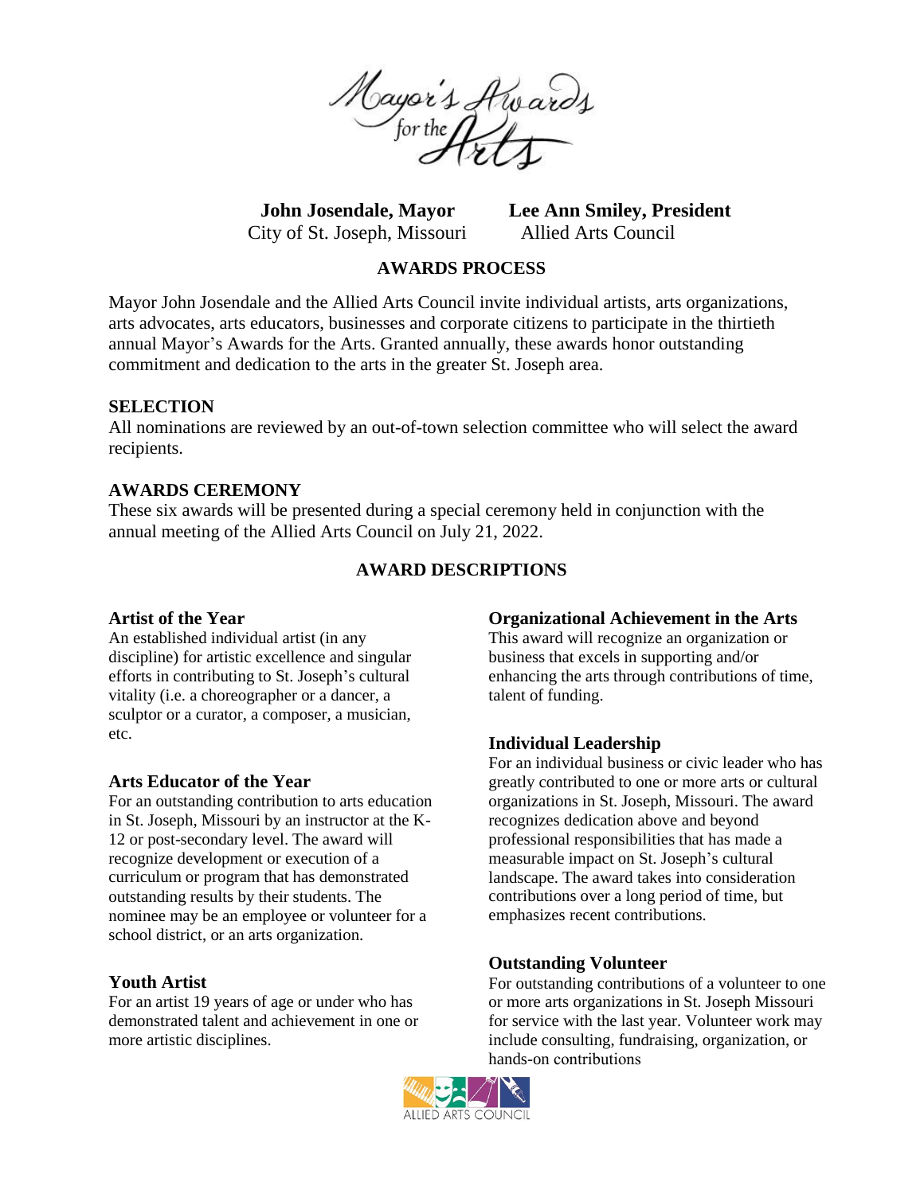# Mayor's Awards for the Arts

**John Josendale, Mayor**
City of St. Joseph, Missouri

**Lee Ann Smiley, President**
Allied Arts Council

## AWARDS PROCESS

Mayor John Josendale and the Allied Arts Council invite individual artists, arts organizations, arts advocates, arts educators, businesses and corporate citizens to participate in the thirtieth annual Mayor's Awards for the Arts. Granted annually, these awards honor outstanding commitment and dedication to the arts in the greater St. Joseph area.

### SELECTION

All nominations are reviewed by an out-of-town selection committee who will select the award recipients.

### AWARDS CEREMONY

These six awards will be presented during a special ceremony held in conjunction with the annual meeting of the Allied Arts Council on July 21, 2022.

## AWARD DESCRIPTIONS

### Artist of the Year

An established individual artist (in any discipline) for artistic excellence and singular efforts in contributing to St. Joseph's cultural vitality (i.e. a choreographer or a dancer, a sculptor or a curator, a composer, a musician, etc.

### Arts Educator of the Year

For an outstanding contribution to arts education in St. Joseph, Missouri by an instructor at the K-12 or post-secondary level. The award will recognize development or execution of a curriculum or program that has demonstrated outstanding results by their students. The nominee may be an employee or volunteer for a school district, or an arts organization.

### Youth Artist

For an artist 19 years of age or under who has demonstrated talent and achievement in one or more artistic disciplines.

### Organizational Achievement in the Arts

This award will recognize an organization or business that excels in supporting and/or enhancing the arts through contributions of time, talent of funding.

### Individual Leadership

For an individual business or civic leader who has greatly contributed to one or more arts or cultural organizations in St. Joseph, Missouri. The award recognizes dedication above and beyond professional responsibilities that has made a measurable impact on St. Joseph's cultural landscape. The award takes into consideration contributions over a long period of time, but emphasizes recent contributions.

### Outstanding Volunteer

For outstanding contributions of a volunteer to one or more arts organizations in St. Joseph Missouri for service with the last year. Volunteer work may include consulting, fundraising, organization, or hands-on contributions

ALLIED ARTS COUNCIL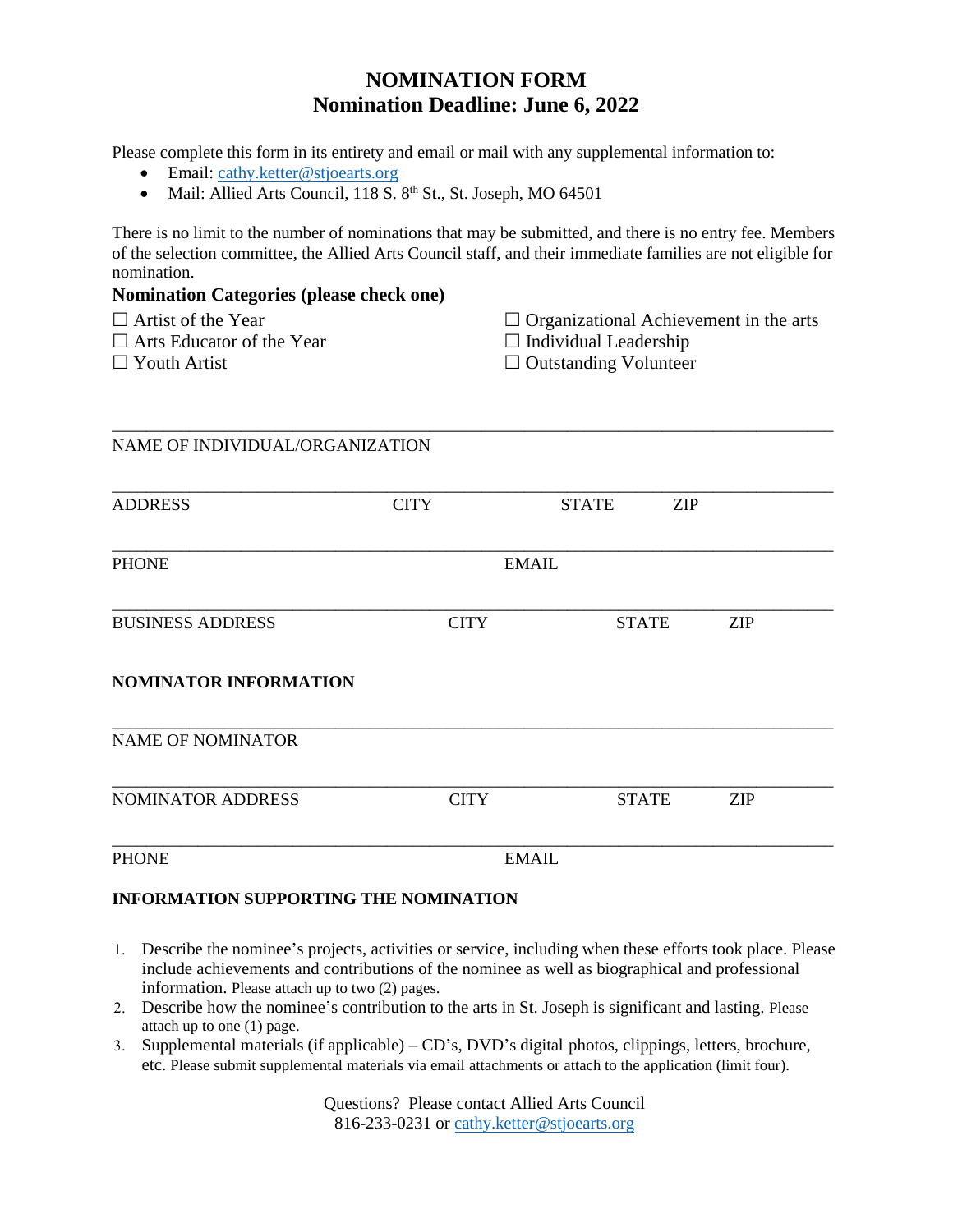# NOMINATION FORM
## Nomination Deadline: June 6, 2022

Please complete this form in its entirety and email or mail with any supplemental information to:

- Email: cathy.ketter@stjoearts.org
- Mail: Allied Arts Council, 118 S. 8th St., St. Joseph, MO 64501

There is no limit to the number of nominations that may be submitted, and there is no entry fee. Members of the selection committee, the Allied Arts Council staff, and their immediate families are not eligible for nomination.

**Nomination Categories (please check one)**

☐ Artist of the Year
☐ Arts Educator of the Year
☐ Youth Artist
☐ Organizational Achievement in the arts
☐ Individual Leadership
☐ Outstanding Volunteer

______________________________________________________________________________

NAME OF INDIVIDUAL/ORGANIZATION

______________________________________________________________________________

ADDRESS CITY STATE ZIP

______________________________________________________________________________

PHONE EMAIL

______________________________________________________________________________

BUSINESS ADDRESS CITY STATE ZIP

**NOMINATOR INFORMATION**

______________________________________________________________________________

NAME OF NOMINATOR

______________________________________________________________________________

NOMINATOR ADDRESS CITY STATE ZIP

______________________________________________________________________________

PHONE EMAIL

**INFORMATION SUPPORTING THE NOMINATION**

1. Describe the nominee's projects, activities or service, including when these efforts took place. Please include achievements and contributions of the nominee as well as biographical and professional information. Please attach up to two (2) pages.
2. Describe how the nominee's contribution to the arts in St. Joseph is significant and lasting. Please attach up to one (1) page.
3. Supplemental materials (if applicable) – CD's, DVD's digital photos, clippings, letters, brochure, etc. Please submit supplemental materials via email attachments or attach to the application (limit four).

Questions? Please contact Allied Arts Council
816-233-0231 or cathy.ketter@stjoearts.org